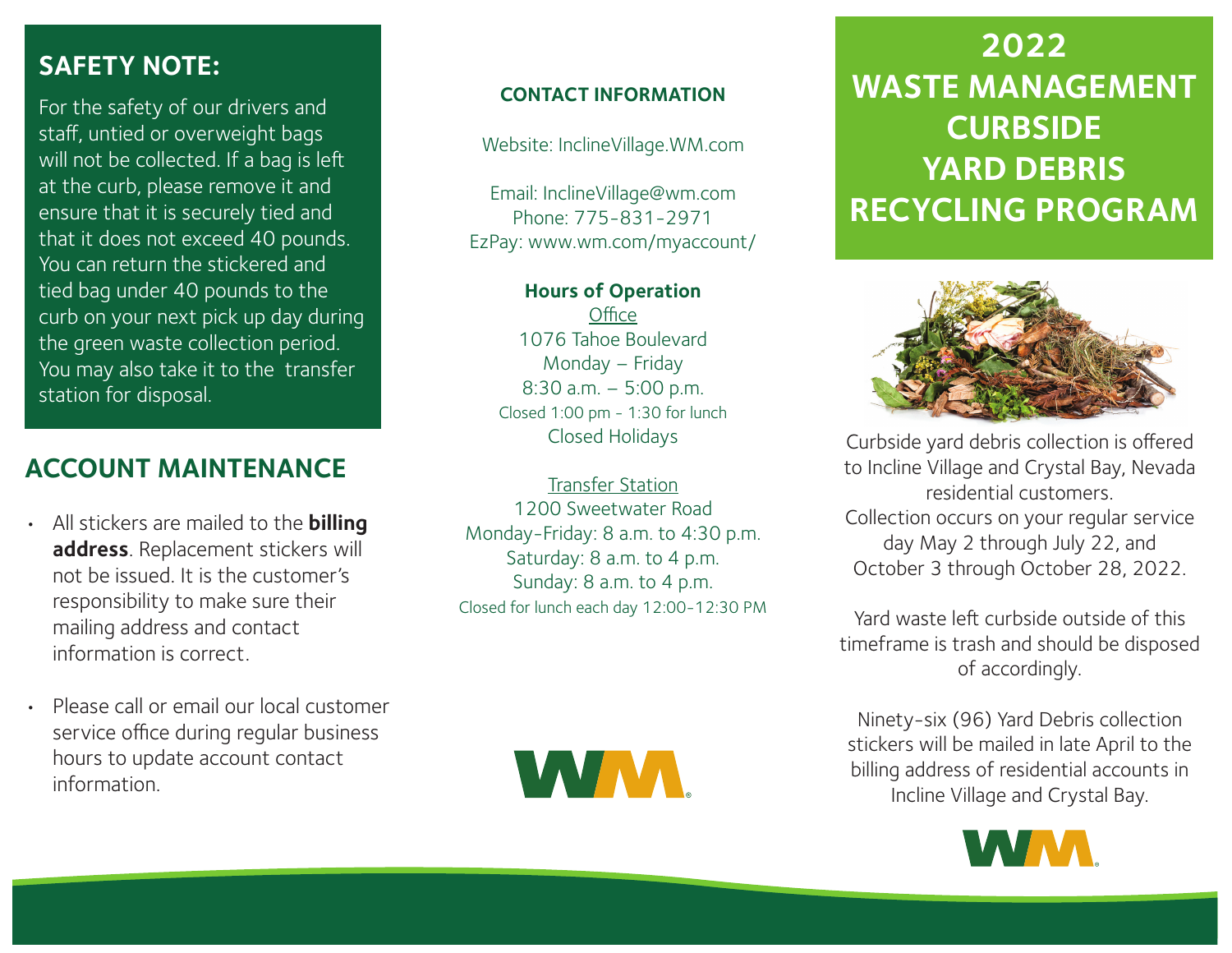# 2022 WASTE MANAGEMENT CURBSIDE YARD DEBRIS RECYCLING PROGRAM

Curbside yard debris collection is offered to Incline Village and Crystal Bay, Nevada residential customers. Collection occurs on your regular service day May 2 through July 22, and October 3 through October 28, 2022.

Yard waste left curbside outside of this timeframe is trash and should be disposed of accordingly.

Ninety-six (96) Yard Debris collection stickers will be mailed in late April to the billing address of residential accounts in Incline Village and Crystal Bay.

## SAFETY NOTE:

For the safety of our drivers and staff, untied or overweight bags will not be collected. If a bag is left at the curb, please remove it and ensure that it is securely tied and that it does not exceed 40 pounds. You can return the stickered and tied bag under 40 pounds to the curb on your next pick up day during the green waste collection period. You may also take it to the transfer station for disposal.

## ACCOUNT MAINTENANCE

- All stickers are mailed to the **billing address**. Replacement stickers will not be issued. It is the customer's responsibility to make sure their mailing address and contact information is correct.
- Please call or email our local customer service office during regular business hours to update account contact information.

## CONTACT INFORMATION

Website: InclineVillage.WM.com

Email: InclineVillage@wm.com
Phone: 775-831-2971
EzPay: www.wm.com/myaccount/

**Hours of Operation**

Office
1076 Tahoe Boulevard
Monday – Friday
8:30 a.m. – 5:00 p.m.
Closed 1:00 pm - 1:30 for lunch
Closed Holidays

Transfer Station
1200 Sweetwater Road
Monday-Friday: 8 a.m. to 4:30 p.m.
Saturday: 8 a.m. to 4 p.m.
Sunday: 8 a.m. to 4 p.m.
Closed for lunch each day 12:00-12:30 PM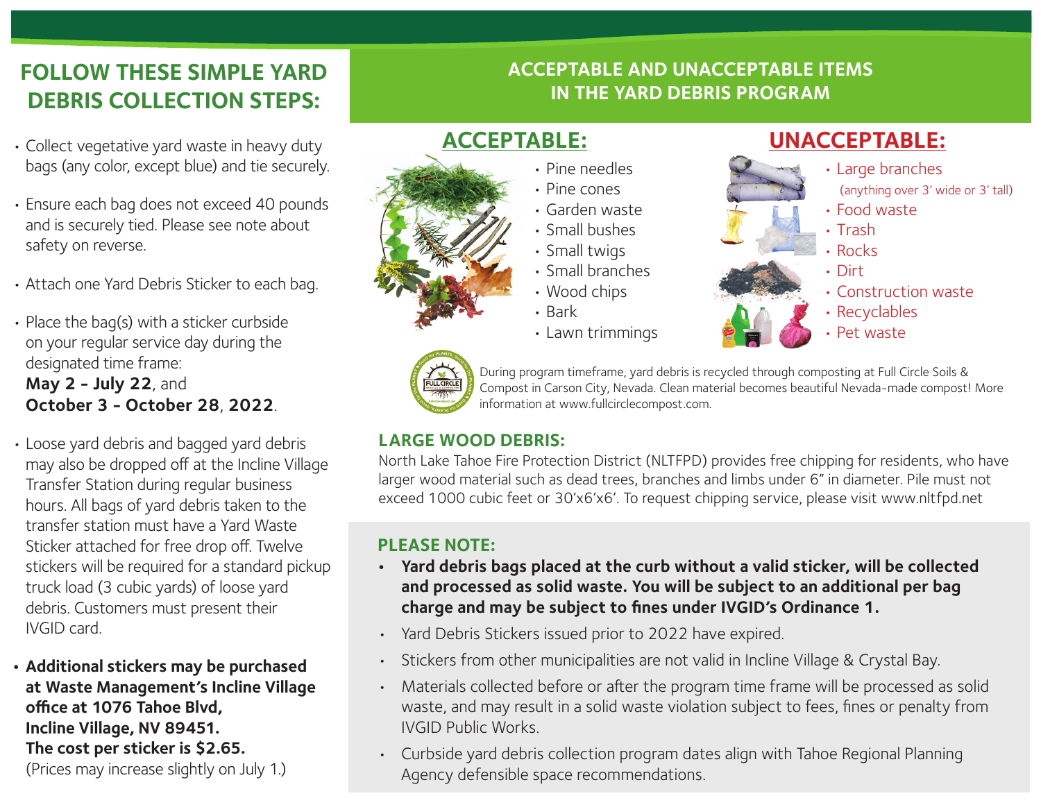## FOLLOW THESE SIMPLE YARD DEBRIS COLLECTION STEPS:

- Collect vegetative yard waste in heavy duty bags (any color, except blue) and tie securely.
- Ensure each bag does not exceed 40 pounds and is securely tied. Please see note about safety on reverse.
- Attach one Yard Debris Sticker to each bag.
- Place the bag(s) with a sticker curbside on your regular service day during the designated time frame:
  **May 2 - July 22**, and
  **October 3 - October 28**, **2022**.
- Loose yard debris and bagged yard debris may also be dropped off at the Incline Village Transfer Station during regular business hours. All bags of yard debris taken to the transfer station must have a Yard Waste Sticker attached for free drop off. Twelve stickers will be required for a standard pickup truck load (3 cubic yards) of loose yard debris. Customers must present their IVGID card.
- **Additional stickers may be purchased at Waste Management's Incline Village office at 1076 Tahoe Blvd, Incline Village, NV 89451. The cost per sticker is $2.65.** (Prices may increase slightly on July 1.)

## ACCEPTABLE AND UNACCEPTABLE ITEMS IN THE YARD DEBRIS PROGRAM

### ACCEPTABLE:

- Pine needles
- Pine cones
- Garden waste
- Small bushes
- Small twigs
- Small branches
- Wood chips
- Bark
- Lawn trimmings

### UNACCEPTABLE:

- Large branches (anything over 3' wide or 3' tall)
- Food waste
- Trash
- Rocks
- Dirt
- Construction waste
- Recyclables
- Pet waste

During program timeframe, yard debris is recycled through composting at Full Circle Soils & Compost in Carson City, Nevada. Clean material becomes beautiful Nevada-made compost! More information at www.fullcirclecompost.com.

### LARGE WOOD DEBRIS:

North Lake Tahoe Fire Protection District (NLTFPD) provides free chipping for residents, who have larger wood material such as dead trees, branches and limbs under 6" in diameter. Pile must not exceed 1000 cubic feet or 30'x6'x6'. To request chipping service, please visit www.nltfpd.net

### PLEASE NOTE:

- **Yard debris bags placed at the curb without a valid sticker, will be collected and processed as solid waste. You will be subject to an additional per bag charge and may be subject to fines under IVGID's Ordinance 1.**
- Yard Debris Stickers issued prior to 2022 have expired.
- Stickers from other municipalities are not valid in Incline Village & Crystal Bay.
- Materials collected before or after the program time frame will be processed as solid waste, and may result in a solid waste violation subject to fees, fines or penalty from IVGID Public Works.
- Curbside yard debris collection program dates align with Tahoe Regional Planning Agency defensible space recommendations.